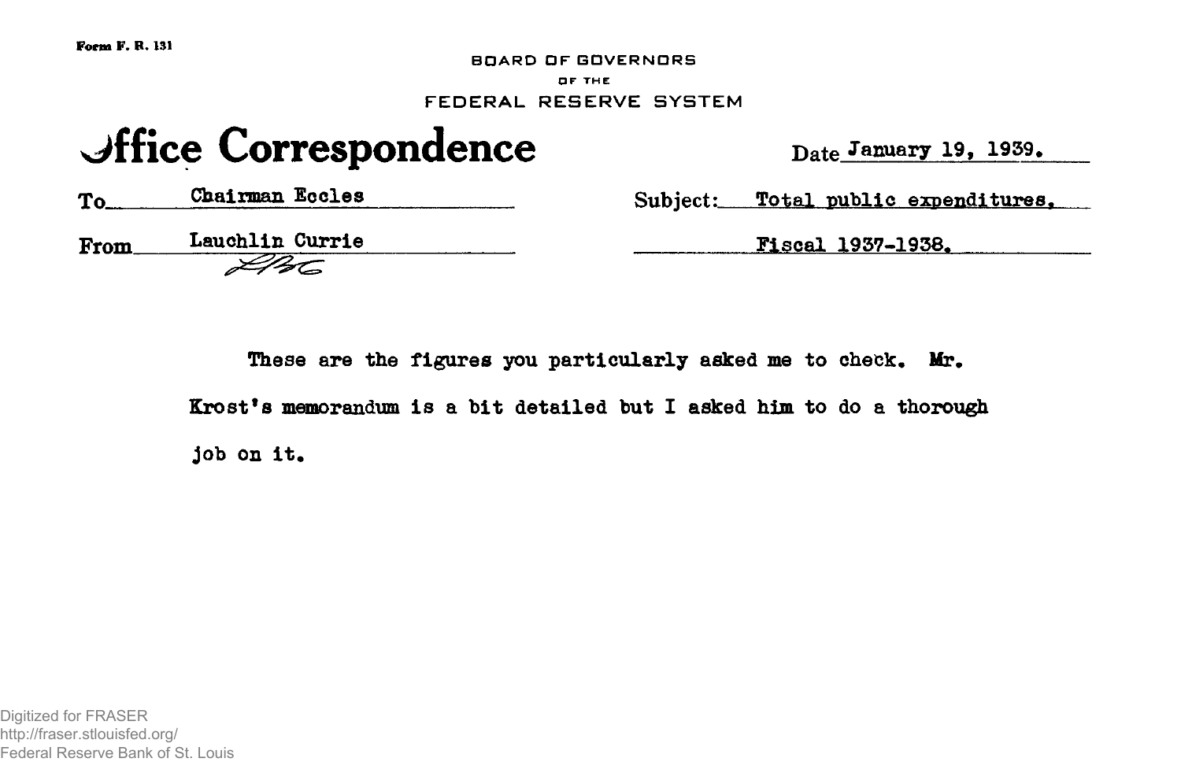Form F. R. 131

BOARD OF GOVERNORS
OF THE
FEDERAL RESERVE SYSTEM

# Office Correspondence

Date January 19, 1939.

To Chairman Eccles

From Lauchlin Currie
LBC

Subject: Total public expenditures,
Fiscal 1937-1938.

These are the figures you particularly asked me to check. Mr. Krost's memorandum is a bit detailed but I asked him to do a thorough job on it.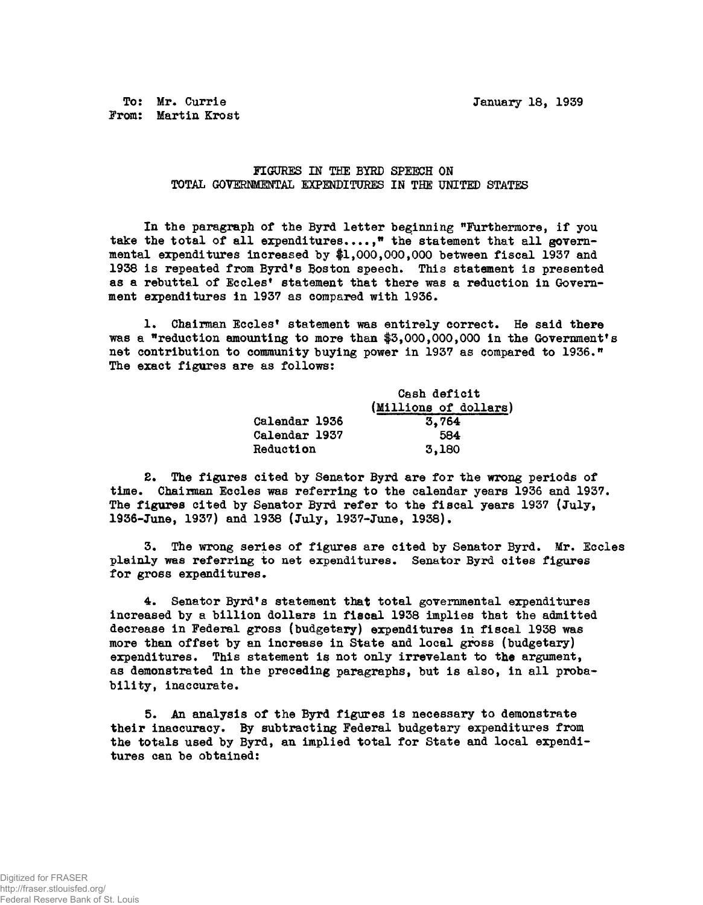To: Mr. Currie
From: Martin Krost

January 18, 1939

## FIGURES IN THE BYRD SPEECH ON TOTAL GOVERNMENTAL EXPENDITURES IN THE UNITED STATES

In the paragraph of the Byrd letter beginning "Furthermore, if you take the total of all expenditures....," the statement that all governmental expenditures increased by $1,000,000,000 between fiscal 1937 and 1938 is repeated from Byrd's Boston speech. This statement is presented as a rebuttal of Eccles' statement that there was a reduction in Government expenditures in 1937 as compared with 1936.

1. Chairman Eccles' statement was entirely correct. He said there was a "reduction amounting to more than $3,000,000,000 in the Government's net contribution to community buying power in 1937 as compared to 1936." The exact figures are as follows:

| | Cash deficit (Millions of dollars) |
|---|---|
| Calendar 1936 | 3,764 |
| Calendar 1937 | 584 |
| Reduction | 3,180 |

2. The figures cited by Senator Byrd are for the wrong periods of time. Chairman Eccles was referring to the calendar years 1936 and 1937. The figures cited by Senator Byrd refer to the fiscal years 1937 (July, 1936-June, 1937) and 1938 (July, 1937-June, 1938).

3. The wrong series of figures are cited by Senator Byrd. Mr. Eccles plainly was referring to net expenditures. Senator Byrd cites figures for gross expenditures.

4. Senator Byrd's statement that total governmental expenditures increased by a billion dollars in fiscal 1938 implies that the admitted decrease in Federal gross (budgetary) expenditures in fiscal 1938 was more than offset by an increase in State and local gross (budgetary) expenditures. This statement is not only irrevelant to the argument, as demonstrated in the preceding paragraphs, but is also, in all probability, inaccurate.

5. An analysis of the Byrd figures is necessary to demonstrate their inaccuracy. By subtracting Federal budgetary expenditures from the totals used by Byrd, an implied total for State and local expenditures can be obtained: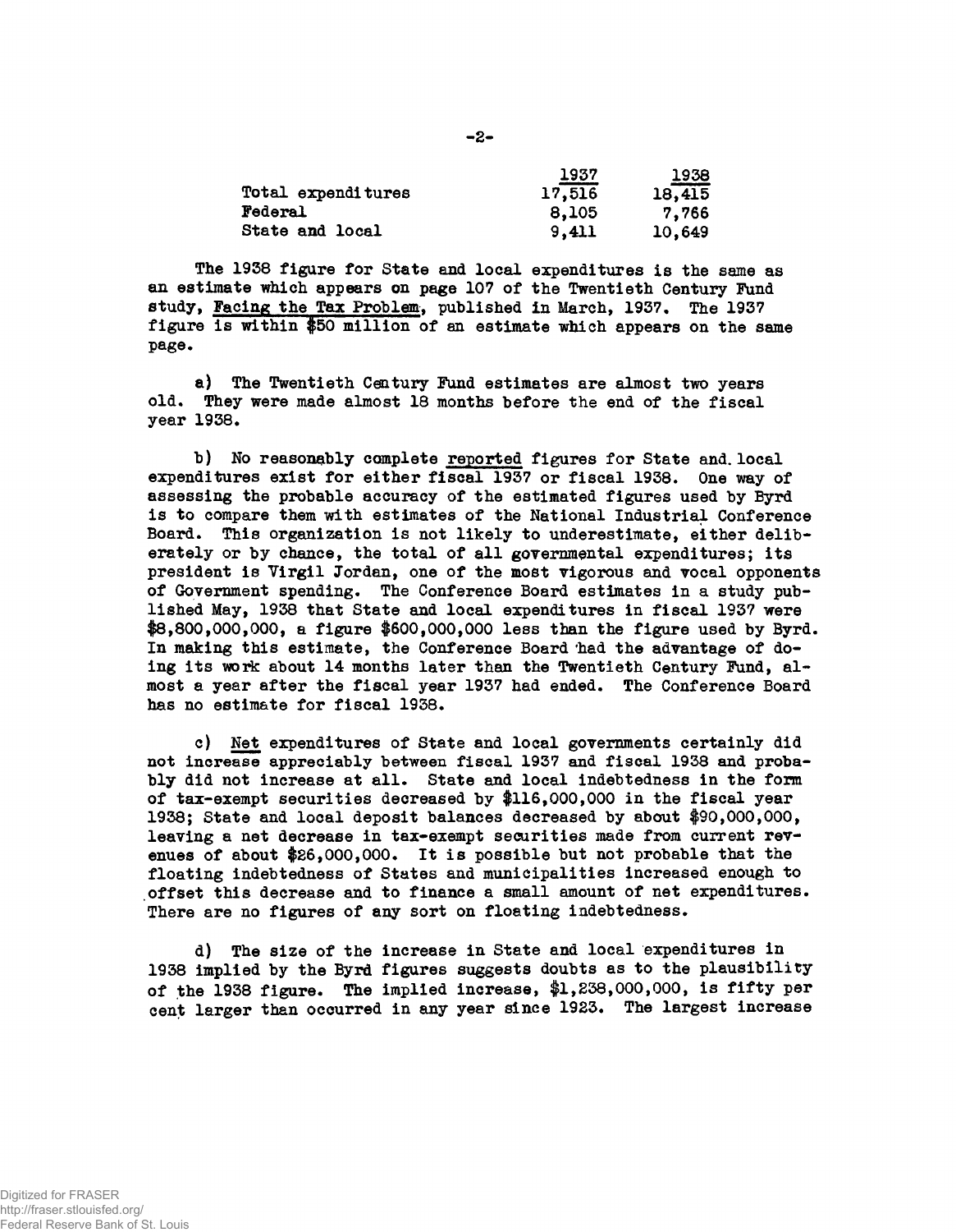|  | 1937 | 1938 |
| --- | --- | --- |
| Total expenditures | 17,516 | 18,415 |
| Federal | 8,105 | 7,766 |
| State and local | 9,411 | 10,649 |

The 1938 figure for State and local expenditures is the same as an estimate which appears on page 107 of the Twentieth Century Fund study, Facing the Tax Problem, published in March, 1937. The 1937 figure is within $50 million of an estimate which appears on the same page.

a) The Twentieth Century Fund estimates are almost two years old. They were made almost 18 months before the end of the fiscal year 1938.

b) No reasonably complete reported figures for State and local expenditures exist for either fiscal 1937 or fiscal 1938. One way of assessing the probable accuracy of the estimated figures used by Byrd is to compare them with estimates of the National Industrial Conference Board. This organization is not likely to underestimate, either deliberately or by chance, the total of all governmental expenditures; its president is Virgil Jordan, one of the most vigorous and vocal opponents of Government spending. The Conference Board estimates in a study published May, 1938 that State and local expenditures in fiscal 1937 were $8,800,000,000, a figure $600,000,000 less than the figure used by Byrd. In making this estimate, the Conference Board had the advantage of doing its work about 14 months later than the Twentieth Century Fund, almost a year after the fiscal year 1937 had ended. The Conference Board has no estimate for fiscal 1938.

c) Net expenditures of State and local governments certainly did not increase appreciably between fiscal 1937 and fiscal 1938 and probably did not increase at all. State and local indebtedness in the form of tax-exempt securities decreased by $116,000,000 in the fiscal year 1938; State and local deposit balances decreased by about $90,000,000, leaving a net decrease in tax-exempt securities made from current revenues of about $26,000,000. It is possible but not probable that the floating indebtedness of States and municipalities increased enough to offset this decrease and to finance a small amount of net expenditures. There are no figures of any sort on floating indebtedness.

d) The size of the increase in State and local expenditures in 1938 implied by the Byrd figures suggests doubts as to the plausibility of the 1938 figure. The implied increase, $1,238,000,000, is fifty per cent larger than occurred in any year since 1923. The largest increase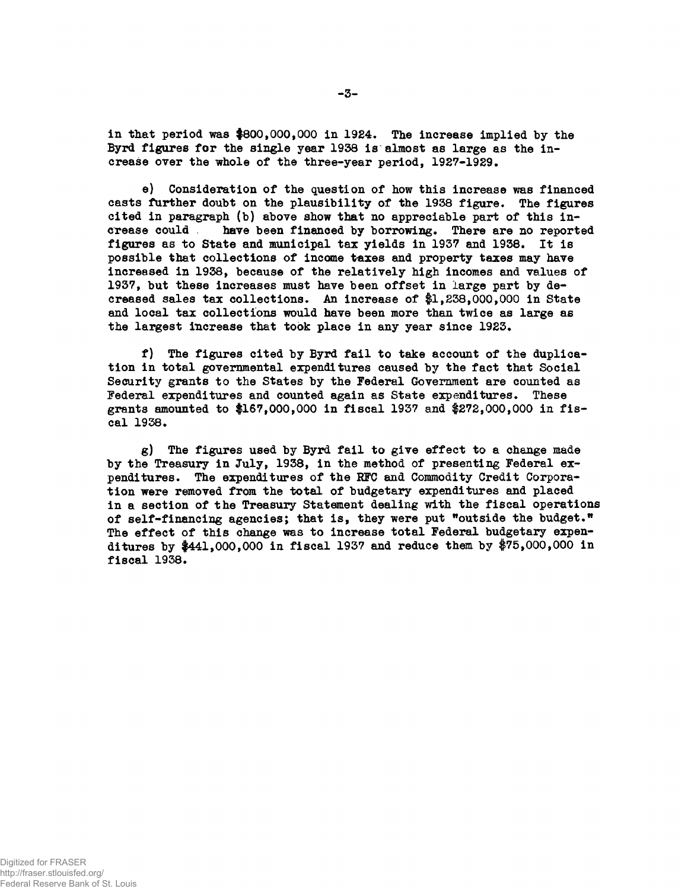in that period was $800,000,000 in 1924. The increase implied by the Byrd figures for the single year 1938 is almost as large as the increase over the whole of the three-year period, 1927-1929.

e) Consideration of the question of how this increase was financed casts further doubt on the plausibility of the 1938 figure. The figures cited in paragraph (b) above show that no appreciable part of this increase could have been financed by borrowing. There are no reported figures as to State and municipal tax yields in 1937 and 1938. It is possible that collections of income taxes and property taxes may have increased in 1938, because of the relatively high incomes and values of 1937, but these increases must have been offset in large part by decreased sales tax collections. An increase of $1,238,000,000 in State and local tax collections would have been more than twice as large as the largest increase that took place in any year since 1923.

f) The figures cited by Byrd fail to take account of the duplication in total governmental expenditures caused by the fact that Social Security grants to the States by the Federal Government are counted as Federal expenditures and counted again as State expenditures. These grants amounted to $167,000,000 in fiscal 1937 and $272,000,000 in fiscal 1938.

g) The figures used by Byrd fail to give effect to a change made by the Treasury in July, 1938, in the method of presenting Federal expenditures. The expenditures of the RFC and Commodity Credit Corporation were removed from the total of budgetary expenditures and placed in a section of the Treasury Statement dealing with the fiscal operations of self-financing agencies; that is, they were put "outside the budget." The effect of this change was to increase total Federal budgetary expenditures by $441,000,000 in fiscal 1937 and reduce them by $75,000,000 in fiscal 1938.